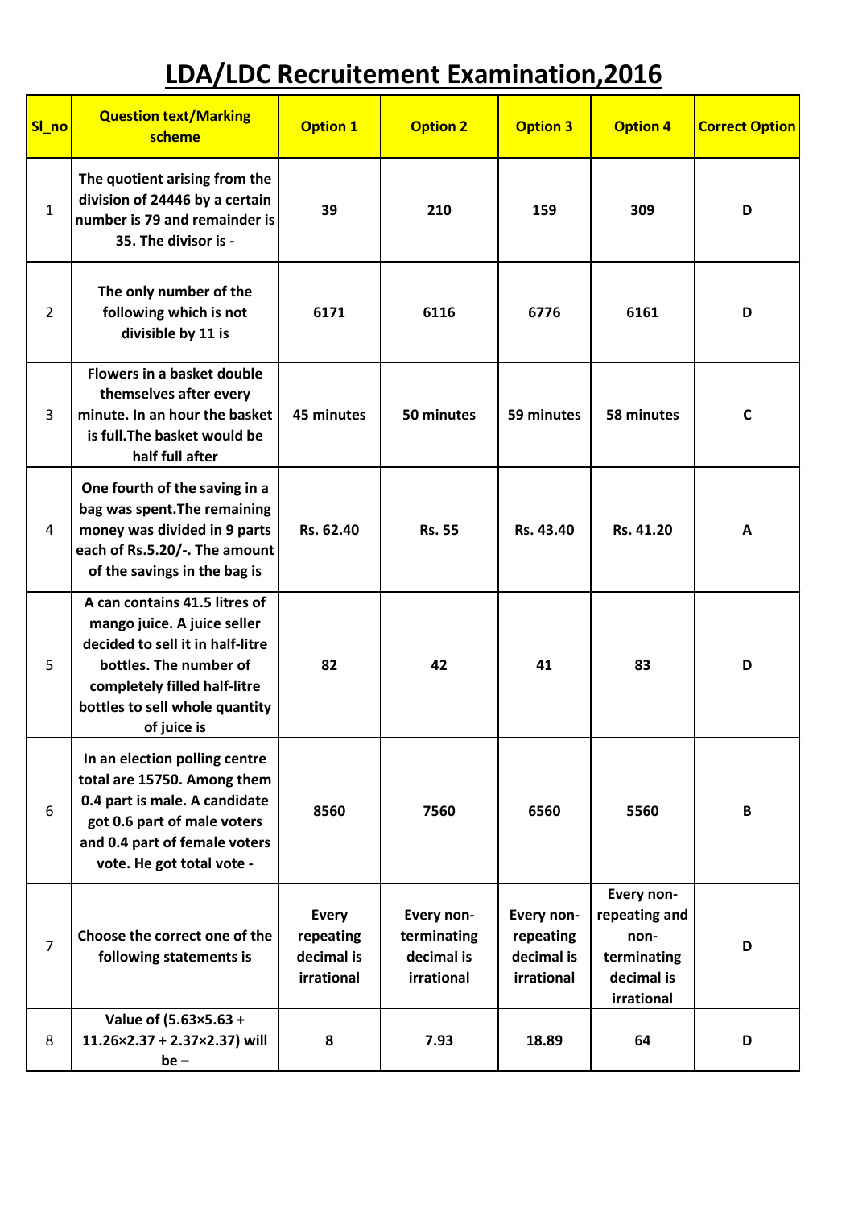# LDA/LDC Recruitement Examination,2016

| Sl_no | Question text/Marking scheme | Option 1 | Option 2 | Option 3 | Option 4 | Correct Option |
|---|---|---|---|---|---|---|
| 1 | The quotient arising from the division of 24446 by a certain number is 79 and remainder is 35. The divisor is - | 39 | 210 | 159 | 309 | D |
| 2 | The only number of the following which is not divisible by 11 is | 6171 | 6116 | 6776 | 6161 | D |
| 3 | Flowers in a basket double themselves after every minute. In an hour the basket is full.The basket would be half full after | 45 minutes | 50 minutes | 59 minutes | 58 minutes | C |
| 4 | One fourth of the saving in a bag was spent.The remaining money was divided in 9 parts each of Rs.5.20/-. The amount of the savings in the bag is | Rs. 62.40 | Rs. 55 | Rs. 43.40 | Rs. 41.20 | A |
| 5 | A can contains 41.5 litres of mango juice. A juice seller decided to sell it in half-litre bottles. The number of completely filled half-litre bottles to sell whole quantity of juice is | 82 | 42 | 41 | 83 | D |
| 6 | In an election polling centre total are 15750. Among them 0.4 part is male. A candidate got 0.6 part of male voters and 0.4 part of female voters vote. He got total vote - | 8560 | 7560 | 6560 | 5560 | B |
| 7 | Choose the correct one of the following statements is | Every repeating decimal is irrational | Every non-terminating decimal is irrational | Every non-repeating decimal is irrational | Every non-repeating and non-terminating decimal is irrational | D |
| 8 | Value of (5.63×5.63 + 11.26×2.37 + 2.37×2.37) will be – | 8 | 7.93 | 18.89 | 64 | D |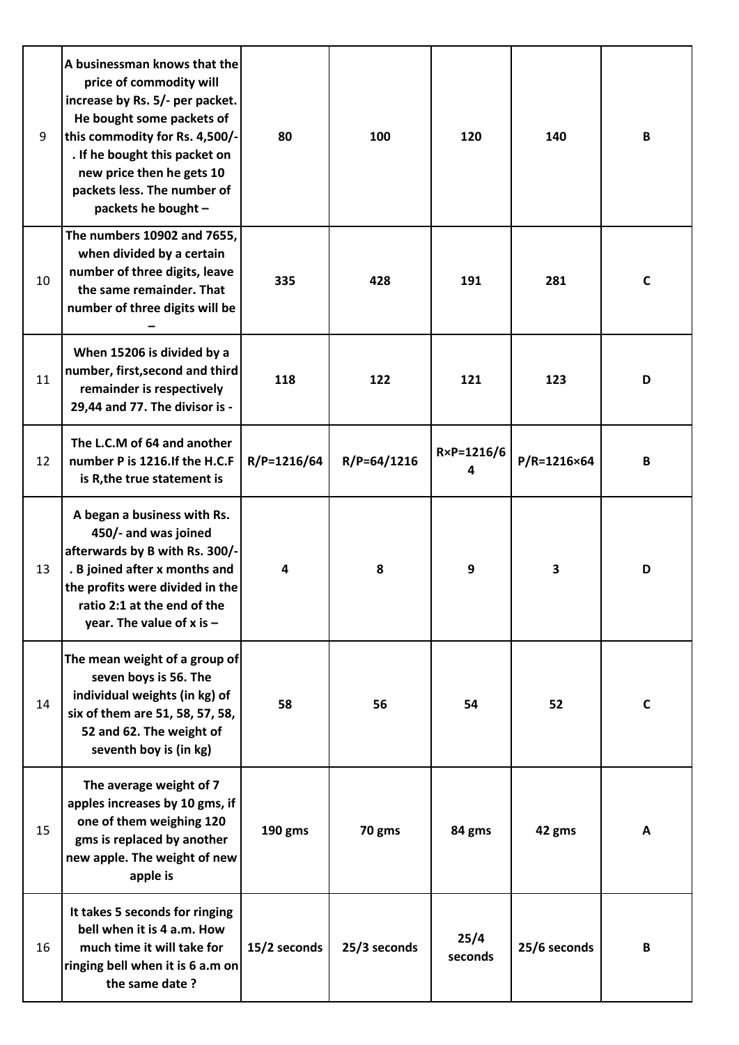| | | | | | | |
|---|---|---|---|---|---|---|
| 9 | **A businessman knows that the price of commodity will increase by Rs. 5/- per packet. He bought some packets of this commodity for Rs. 4,500/-. If he bought this packet on new price then he gets 10 packets less. The number of packets he bought –** | **80** | **100** | **120** | **140** | **B** |
| 10 | **The numbers 10902 and 7655, when divided by a certain number of three digits, leave the same remainder. That number of three digits will be –** | **335** | **428** | **191** | **281** | **C** |
| 11 | **When 15206 is divided by a number, first,second and third remainder is respectively 29,44 and 77. The divisor is -** | **118** | **122** | **121** | **123** | **D** |
| 12 | **The L.C.M of 64 and another number P is 1216.If the H.C.F is R,the true statement is** | **R/P=1216/64** | **R/P=64/1216** | **R×P=1216/64** | **P/R=1216×64** | **B** |
| 13 | **A began a business with Rs. 450/- and was joined afterwards by B with Rs. 300/-. B joined after x months and the profits were divided in the ratio 2:1 at the end of the year. The value of x is –** | **4** | **8** | **9** | **3** | **D** |
| 14 | **The mean weight of a group of seven boys is 56. The individual weights (in kg) of six of them are 51, 58, 57, 58, 52 and 62. The weight of seventh boy is (in kg)** | **58** | **56** | **54** | **52** | **C** |
| 15 | **The average weight of 7 apples increases by 10 gms, if one of them weighing 120 gms is replaced by another new apple. The weight of new apple is** | **190 gms** | **70 gms** | **84 gms** | **42 gms** | **A** |
| 16 | **It takes 5 seconds for ringing bell when it is 4 a.m. How much time it will take for ringing bell when it is 6 a.m on the same date ?** | **15/2 seconds** | **25/3 seconds** | **25/4 seconds** | **25/6 seconds** | **B** |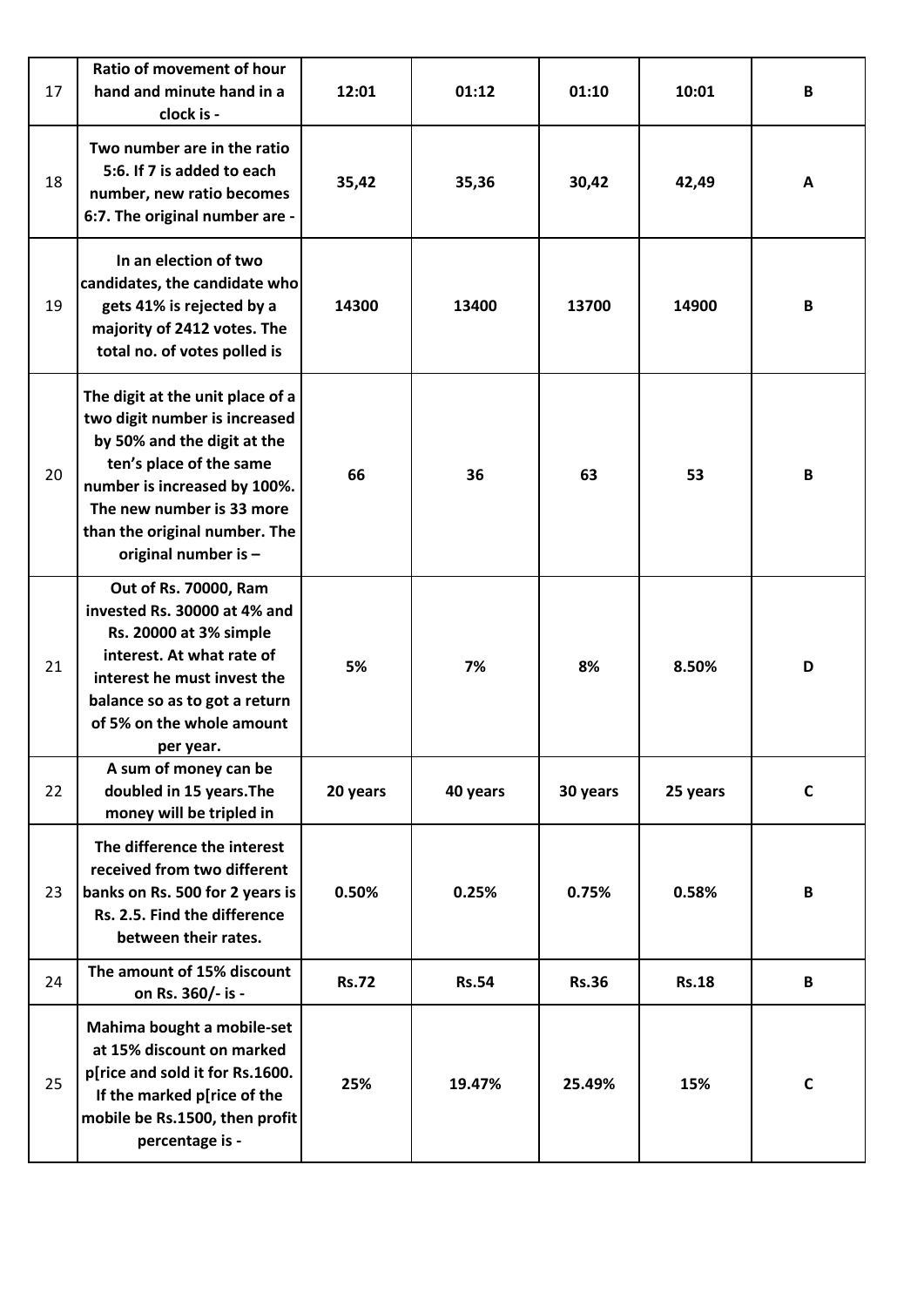| | | | | | | |
|---|---|---|---|---|---|---|
| 17 | Ratio of movement of hour hand and minute hand in a clock is - | 12:01 | 01:12 | 01:10 | 10:01 | B |
| 18 | Two number are in the ratio 5:6. If 7 is added to each number, new ratio becomes 6:7. The original number are - | 35,42 | 35,36 | 30,42 | 42,49 | A |
| 19 | In an election of two candidates, the candidate who gets 41% is rejected by a majority of 2412 votes. The total no. of votes polled is | 14300 | 13400 | 13700 | 14900 | B |
| 20 | The digit at the unit place of a two digit number is increased by 50% and the digit at the ten's place of the same number is increased by 100%. The new number is 33 more than the original number. The original number is – | 66 | 36 | 63 | 53 | B |
| 21 | Out of Rs. 70000, Ram invested Rs. 30000 at 4% and Rs. 20000 at 3% simple interest. At what rate of interest he must invest the balance so as to got a return of 5% on the whole amount per year. | 5% | 7% | 8% | 8.50% | D |
| 22 | A sum of money can be doubled in 15 years.The money will be tripled in | 20 years | 40 years | 30 years | 25 years | C |
| 23 | The difference the interest received from two different banks on Rs. 500 for 2 years is Rs. 2.5. Find the difference between their rates. | 0.50% | 0.25% | 0.75% | 0.58% | B |
| 24 | The amount of 15% discount on Rs. 360/- is - | Rs.72 | Rs.54 | Rs.36 | Rs.18 | B |
| 25 | Mahima bought a mobile-set at 15% discount on marked p[rice and sold it for Rs.1600. If the marked p[rice of the mobile be Rs.1500, then profit percentage is - | 25% | 19.47% | 25.49% | 15% | C |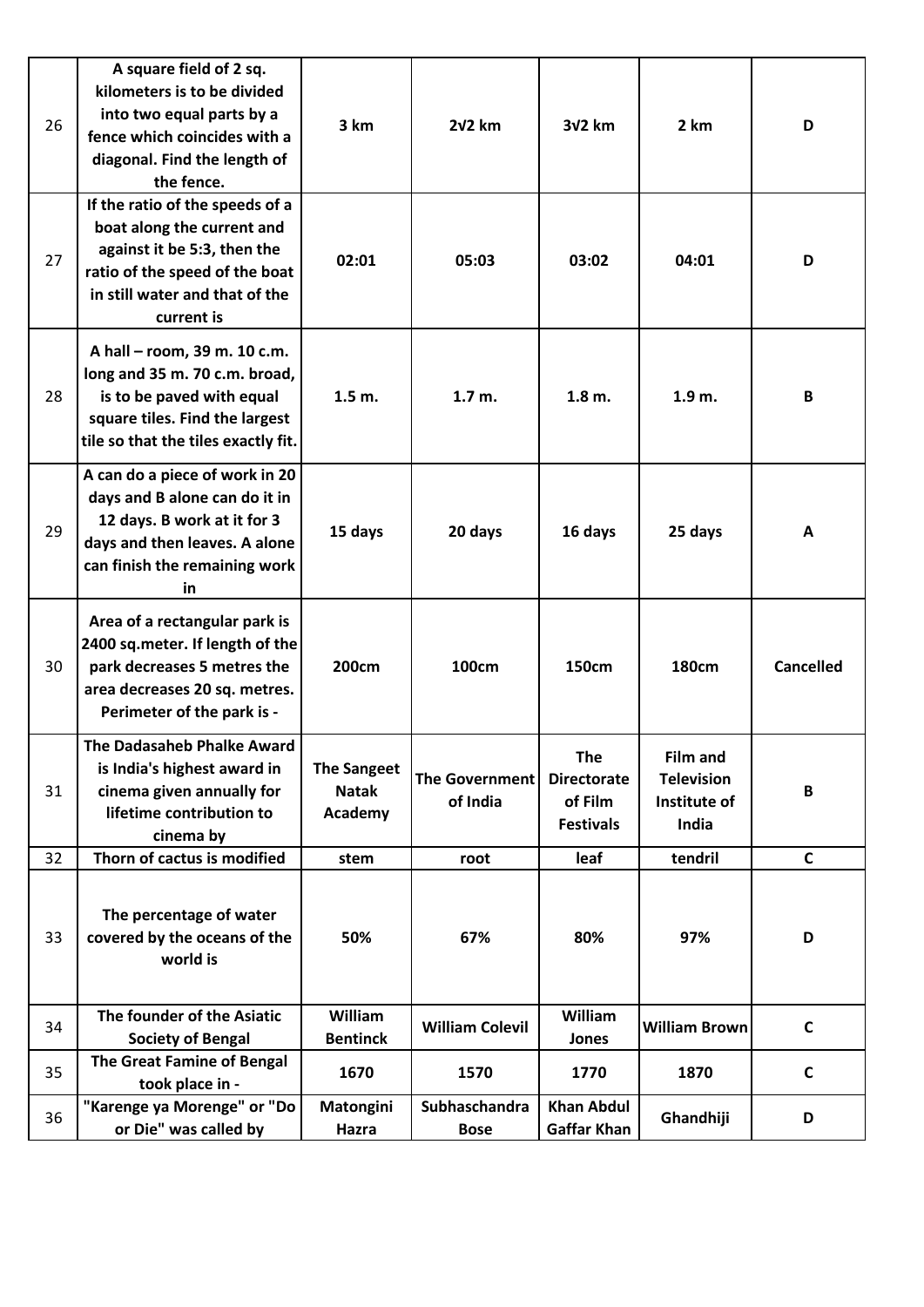| | | | | | | |
|---|---|---|---|---|---|---|
| 26 | **A square field of 2 sq. kilometers is to be divided into two equal parts by a fence which coincides with a diagonal. Find the length of the fence.** | **3 km** | **$2\sqrt{2}$ km** | **$3\sqrt{2}$ km** | **2 km** | **D** |
| 27 | **If the ratio of the speeds of a boat along the current and against it be 5:3, then the ratio of the speed of the boat in still water and that of the current is** | **02:01** | **05:03** | **03:02** | **04:01** | **D** |
| 28 | **A hall – room, 39 m. 10 c.m. long and 35 m. 70 c.m. broad, is to be paved with equal square tiles. Find the largest tile so that the tiles exactly fit.** | **1.5 m.** | **1.7 m.** | **1.8 m.** | **1.9 m.** | **B** |
| 29 | **A can do a piece of work in 20 days and B alone can do it in 12 days. B work at it for 3 days and then leaves. A alone can finish the remaining work in** | **15 days** | **20 days** | **16 days** | **25 days** | **A** |
| 30 | **Area of a rectangular park is 2400 sq.meter. If length of the park decreases 5 metres the area decreases 20 sq. metres. Perimeter of the park is -** | **200cm** | **100cm** | **150cm** | **180cm** | **Cancelled** |
| 31 | **The Dadasaheb Phalke Award is India's highest award in cinema given annually for lifetime contribution to cinema by** | **The Sangeet Natak Academy** | **The Government of India** | **The Directorate of Film Festivals** | **Film and Television Institute of India** | **B** |
| 32 | **Thorn of cactus is modified** | **stem** | **root** | **leaf** | **tendril** | **C** |
| 33 | **The percentage of water covered by the oceans of the world is** | **50%** | **67%** | **80%** | **97%** | **D** |
| 34 | **The founder of the Asiatic Society of Bengal** | **William Bentinck** | **William Colevil** | **William Jones** | **William Brown** | **C** |
| 35 | **The Great Famine of Bengal took place in -** | **1670** | **1570** | **1770** | **1870** | **C** |
| 36 | **"Karenge ya Morenge" or "Do or Die" was called by** | **Matongini Hazra** | **Subhaschandra Bose** | **Khan Abdul Gaffar Khan** | **Ghandhiji** | **D** |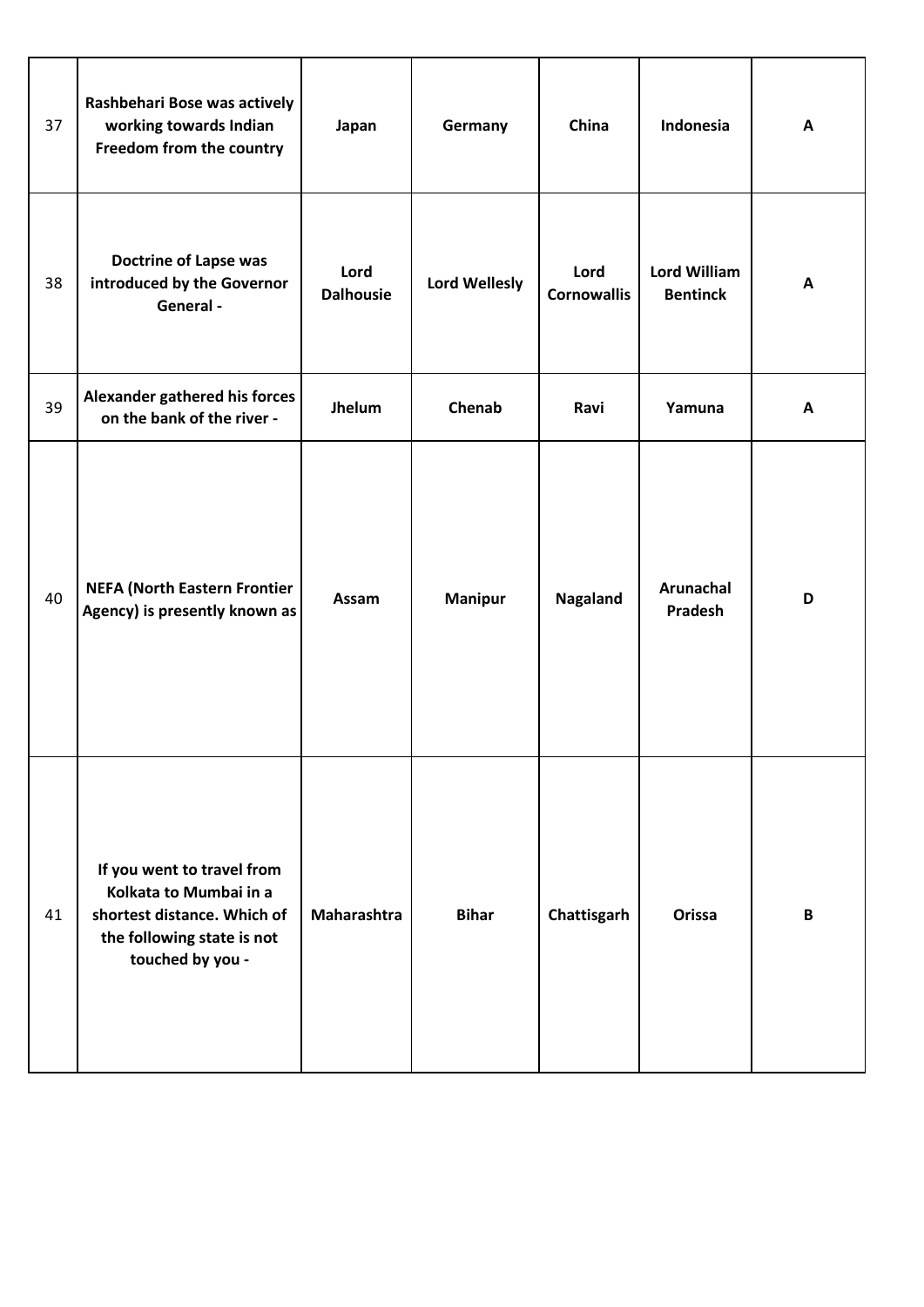| | | | | | | |
|---|---|---|---|---|---|---|
| 37 | **Rashbehari Bose was actively working towards Indian Freedom from the country** | **Japan** | **Germany** | **China** | **Indonesia** | **A** |
| 38 | **Doctrine of Lapse was introduced by the Governor General -** | **Lord Dalhousie** | **Lord Wellesly** | **Lord Cornowallis** | **Lord William Bentinck** | **A** |
| 39 | **Alexander gathered his forces on the bank of the river -** | **Jhelum** | **Chenab** | **Ravi** | **Yamuna** | **A** |
| 40 | **NEFA (North Eastern Frontier Agency) is presently known as** | **Assam** | **Manipur** | **Nagaland** | **Arunachal Pradesh** | **D** |
| 41 | **If you went to travel from Kolkata to Mumbai in a shortest distance. Which of the following state is not touched by you -** | **Maharashtra** | **Bihar** | **Chattisgarh** | **Orissa** | **B** |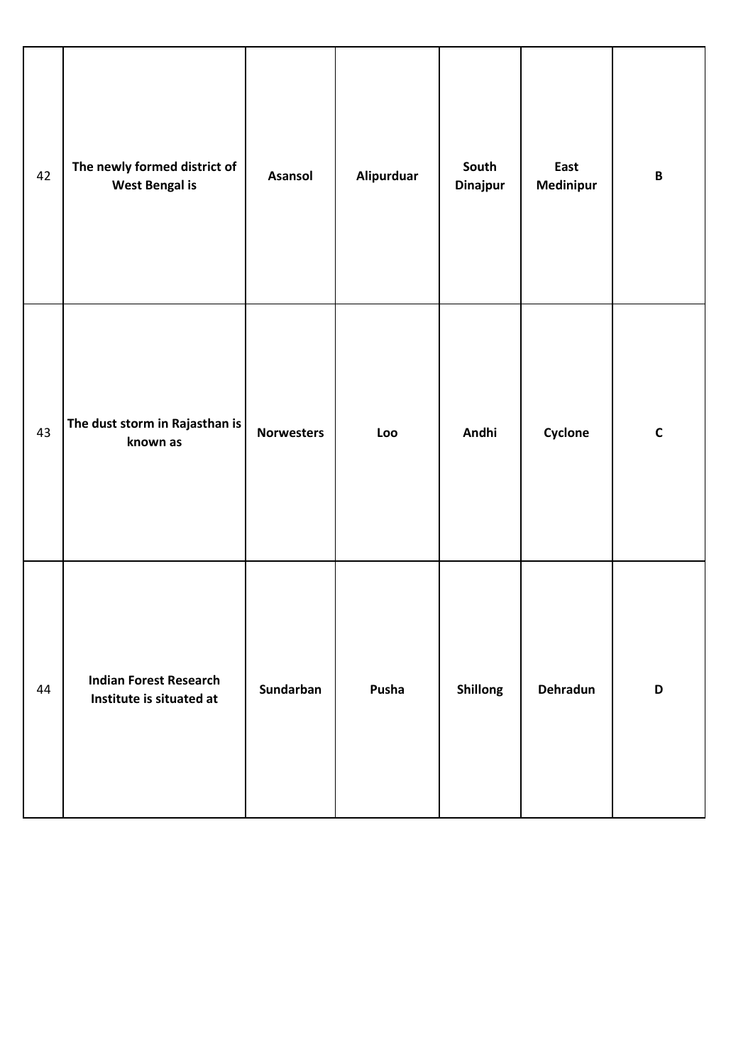| | | | | | | |
|---|---|---|---|---|---|---|
| 42 | **The newly formed district of West Bengal is** | **Asansol** | **Alipurduar** | **South Dinajpur** | **East Medinipur** | **B** |
| 43 | **The dust storm in Rajasthan is known as** | **Norwesters** | **Loo** | **Andhi** | **Cyclone** | **C** |
| 44 | **Indian Forest Research Institute is situated at** | **Sundarban** | **Pusha** | **Shillong** | **Dehradun** | **D** |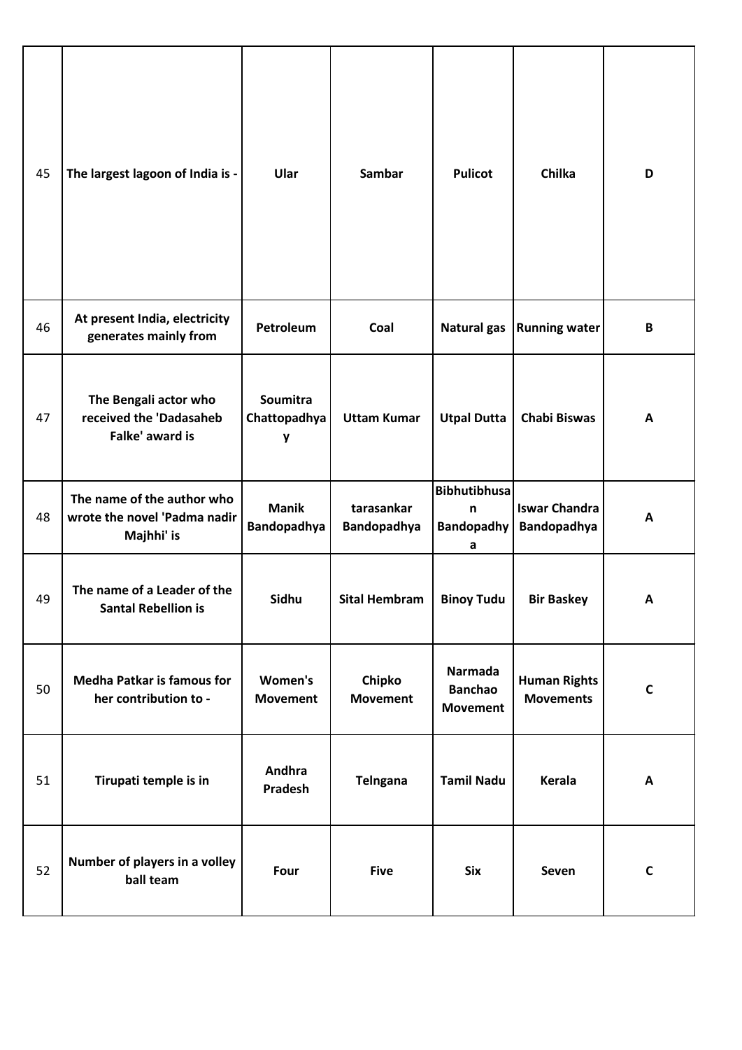| | | | | | | |
|---|---|---|---|---|---|---|
| 45 | The largest lagoon of India is - | Ular | Sambar | Pulicot | Chilka | D |
| 46 | At present India, electricity generates mainly from | Petroleum | Coal | Natural gas | Running water | B |
| 47 | The Bengali actor who received the 'Dadasaheb Falke' award is | Soumitra Chattopadhyay | Uttam Kumar | Utpal Dutta | Chabi Biswas | A |
| 48 | The name of the author who wrote the novel 'Padma nadir Majhhi' is | Manik Bandopadhya | tarasankar Bandopadhya | Bibhutibhusan Bandopadhya | Iswar Chandra Bandopadhya | A |
| 49 | The name of a Leader of the Santal Rebellion is | Sidhu | Sital Hembram | Binoy Tudu | Bir Baskey | A |
| 50 | Medha Patkar is famous for her contribution to - | Women's Movement | Chipko Movement | Narmada Banchao Movement | Human Rights Movements | C |
| 51 | Tirupati temple is in | Andhra Pradesh | Telngana | Tamil Nadu | Kerala | A |
| 52 | Number of players in a volley ball team | Four | Five | Six | Seven | C |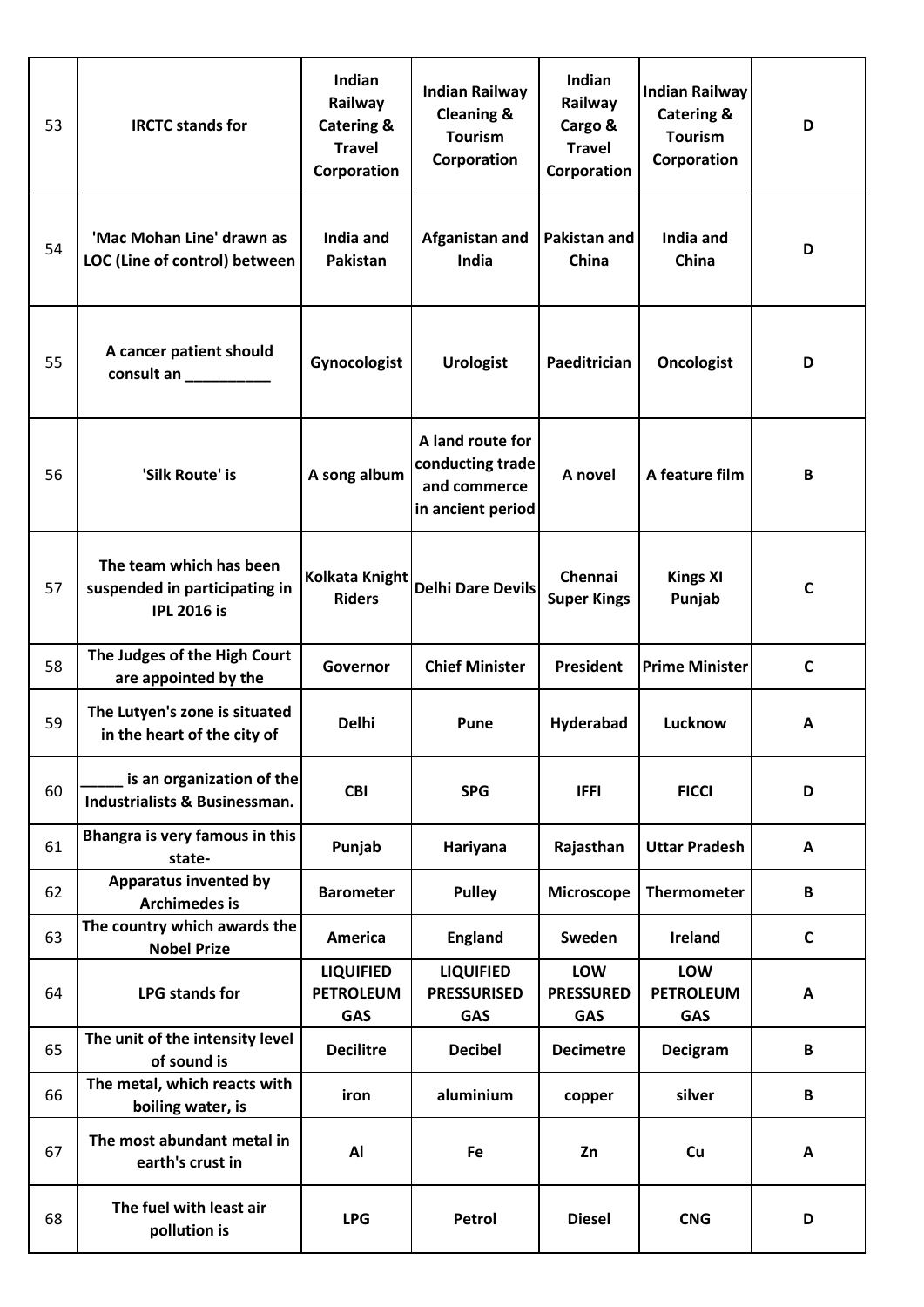| | | | | | | |
|---|---|---|---|---|---|---|
| 53 | **IRCTC stands for** | **Indian Railway Catering & Travel Corporation** | **Indian Railway Cleaning & Tourism Corporation** | **Indian Railway Cargo & Travel Corporation** | **Indian Railway Catering & Tourism Corporation** | **D** |
| 54 | **'Mac Mohan Line' drawn as LOC (Line of control) between** | **India and Pakistan** | **Afganistan and India** | **Pakistan and China** | **India and China** | **D** |
| 55 | **A cancer patient should consult an __________** | **Gynocologist** | **Urologist** | **Paeditrician** | **Oncologist** | **D** |
| 56 | **'Silk Route' is** | **A song album** | **A land route for conducting trade and commerce in ancient period** | **A novel** | **A feature film** | **B** |
| 57 | **The team which has been suspended in participating in IPL 2016 is** | **Kolkata Knight Riders** | **Delhi Dare Devils** | **Chennai Super Kings** | **Kings XI Punjab** | **C** |
| 58 | **The Judges of the High Court are appointed by the** | **Governor** | **Chief Minister** | **President** | **Prime Minister** | **C** |
| 59 | **The Lutyen's zone is situated in the heart of the city of** | **Delhi** | **Pune** | **Hyderabad** | **Lucknow** | **A** |
| 60 | **_____ is an organization of the Industrialists & Businessman.** | **CBI** | **SPG** | **IFFI** | **FICCI** | **D** |
| 61 | **Bhangra is very famous in this state-** | **Punjab** | **Hariyana** | **Rajasthan** | **Uttar Pradesh** | **A** |
| 62 | **Apparatus invented by Archimedes is** | **Barometer** | **Pulley** | **Microscope** | **Thermometer** | **B** |
| 63 | **The country which awards the Nobel Prize** | **America** | **England** | **Sweden** | **Ireland** | **C** |
| 64 | **LPG stands for** | **LIQUIFIED PETROLEUM GAS** | **LIQUIFIED PRESSURISED GAS** | **LOW PRESSURED GAS** | **LOW PETROLEUM GAS** | **A** |
| 65 | **The unit of the intensity level of sound is** | **Decilitre** | **Decibel** | **Decimetre** | **Decigram** | **B** |
| 66 | **The metal, which reacts with boiling water, is** | **iron** | **aluminium** | **copper** | **silver** | **B** |
| 67 | **The most abundant metal in earth's crust in** | **Al** | **Fe** | **Zn** | **Cu** | **A** |
| 68 | **The fuel with least air pollution is** | **LPG** | **Petrol** | **Diesel** | **CNG** | **D** |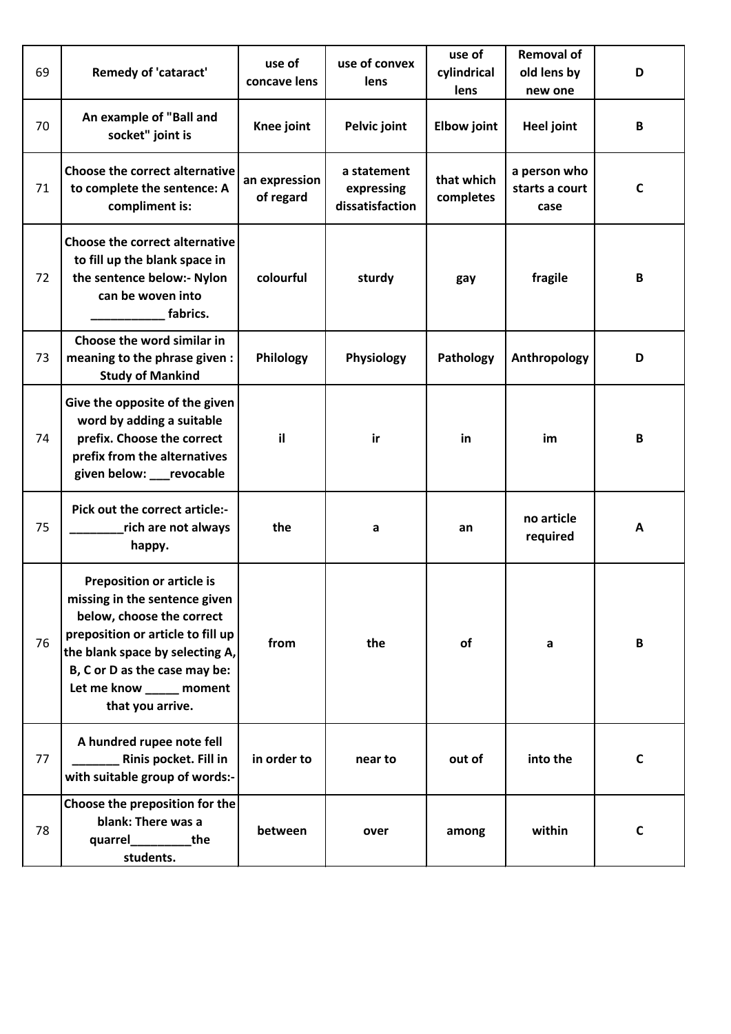| | | | | | | |
|---|---|---|---|---|---|---|
| 69 | Remedy of 'cataract' | use of concave lens | use of convex lens | use of cylindrical lens | Removal of old lens by new one | D |
| 70 | An example of "Ball and socket" joint is | Knee joint | Pelvic joint | Elbow joint | Heel joint | B |
| 71 | Choose the correct alternative to complete the sentence: A compliment is: | an expression of regard | a statement expressing dissatisfaction | that which completes | a person who starts a court case | C |
| 72 | Choose the correct alternative to fill up the blank space in the sentence below:- Nylon can be woven into ___________ fabrics. | colourful | sturdy | gay | fragile | B |
| 73 | Choose the word similar in meaning to the phrase given : Study of Mankind | Philology | Physiology | Pathology | Anthropology | D |
| 74 | Give the opposite of the given word by adding a suitable prefix. Choose the correct prefix from the alternatives given below: ___revocable | il | ir | in | im | B |
| 75 | Pick out the correct article:- ________rich are not always happy. | the | a | an | no article required | A |
| 76 | Preposition or article is missing in the sentence given below, choose the correct preposition or article to fill up the blank space by selecting A, B, C or D as the case may be: Let me know _____ moment that you arrive. | from | the | of | a | B |
| 77 | A hundred rupee note fell _______ Rinis pocket. Fill in with suitable group of words:- | in order to | near to | out of | into the | C |
| 78 | Choose the preposition for the blank: There was a quarrel_________the students. | between | over | among | within | C |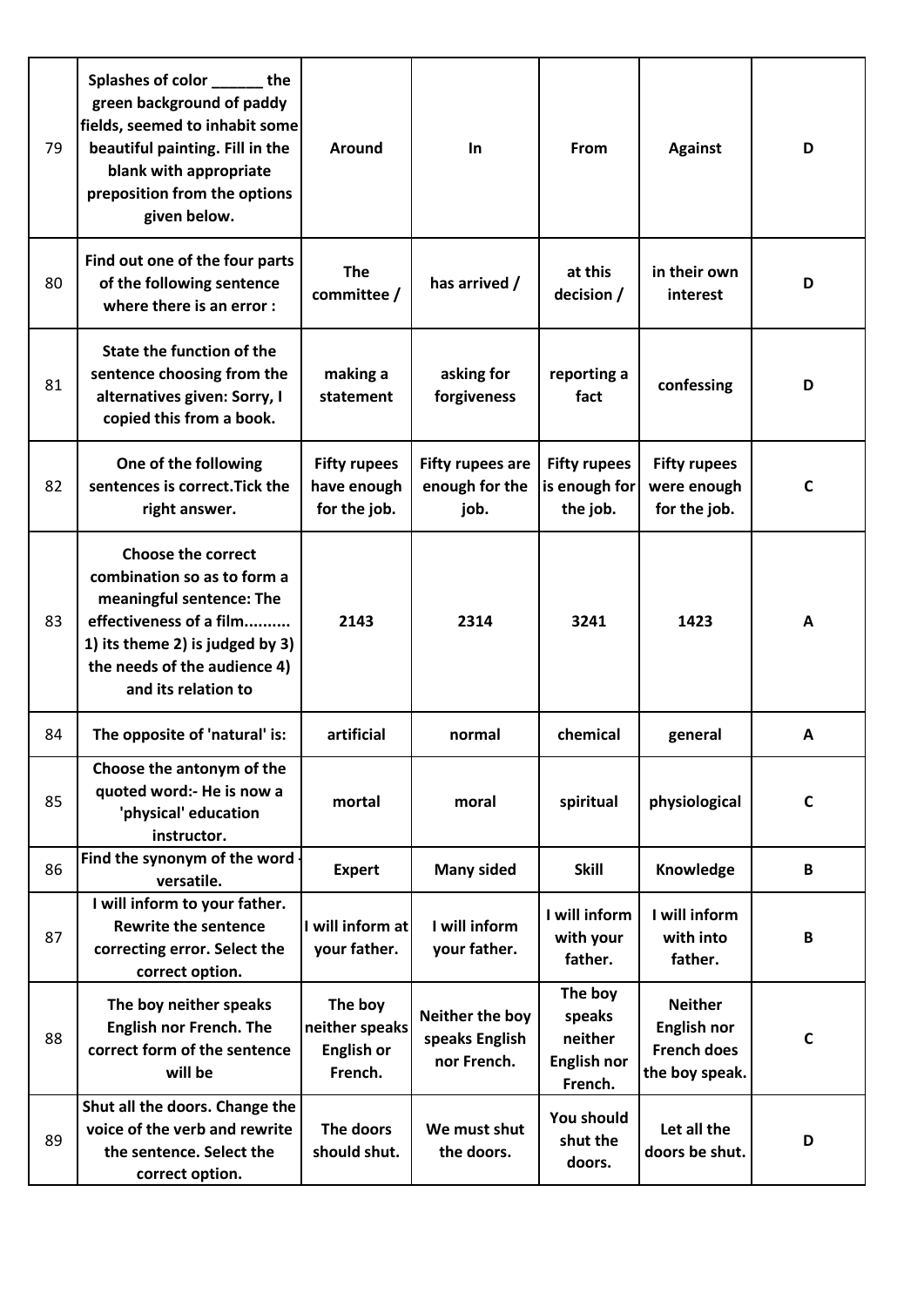| | | | | | | |
|---|---|---|---|---|---|---|
| 79 | Splashes of color ______ the green background of paddy fields, seemed to inhabit some beautiful painting. Fill in the blank with appropriate preposition from the options given below. | Around | In | From | Against | D |
| 80 | Find out one of the four parts of the following sentence where there is an error : | The committee / | has arrived / | at this decision / | in their own interest | D |
| 81 | State the function of the sentence choosing from the alternatives given: Sorry, I copied this from a book. | making a statement | asking for forgiveness | reporting a fact | confessing | D |
| 82 | One of the following sentences is correct.Tick the right answer. | Fifty rupees have enough for the job. | Fifty rupees are enough for the job. | Fifty rupees is enough for the job. | Fifty rupees were enough for the job. | C |
| 83 | Choose the correct combination so as to form a meaningful sentence: The effectiveness of a film......... 1) its theme 2) is judged by 3) the needs of the audience 4) and its relation to | 2143 | 2314 | 3241 | 1423 | A |
| 84 | The opposite of 'natural' is: | artificial | normal | chemical | general | A |
| 85 | Choose the antonym of the quoted word:- He is now a 'physical' education instructor. | mortal | moral | spiritual | physiological | C |
| 86 | Find the synonym of the word - versatile. | Expert | Many sided | Skill | Knowledge | B |
| 87 | I will inform to your father. Rewrite the sentence correcting error. Select the correct option. | I will inform at your father. | I will inform your father. | I will inform with your father. | I will inform with into father. | B |
| 88 | The boy neither speaks English nor French. The correct form of the sentence will be | The boy neither speaks English or French. | Neither the boy speaks English nor French. | The boy speaks neither English nor French. | Neither English nor French does the boy speak. | C |
| 89 | Shut all the doors. Change the voice of the verb and rewrite the sentence. Select the correct option. | The doors should shut. | We must shut the doors. | You should shut the doors. | Let all the doors be shut. | D |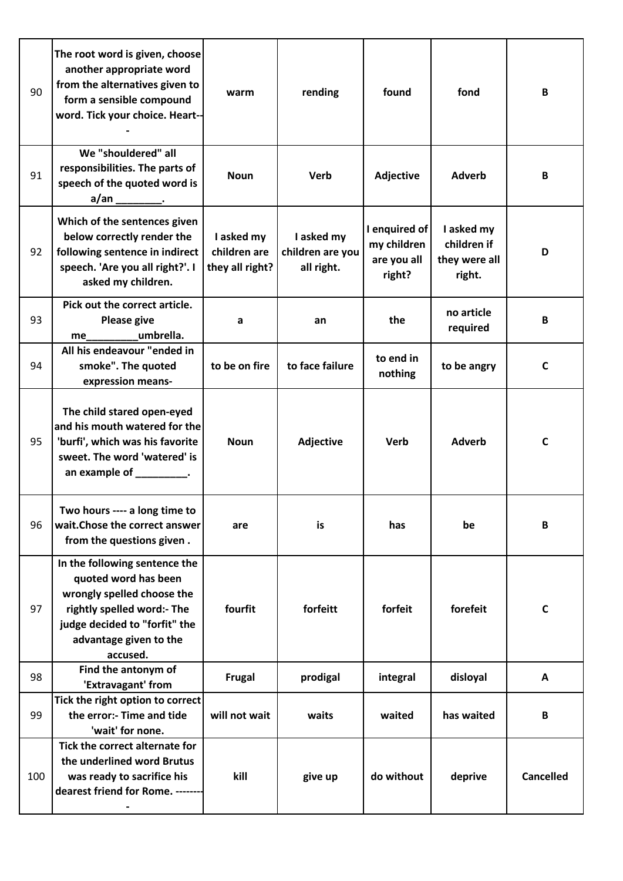| | | | | | | |
|---|---|---|---|---|---|---|
| 90 | The root word is given, choose another appropriate word from the alternatives given to form a sensible compound word. Tick your choice. Heart---- | warm | rending | found | fond | B |
| 91 | We "shouldered" all responsibilities. The parts of speech of the quoted word is a/an ________. | Noun | Verb | Adjective | Adverb | B |
| 92 | Which of the sentences given below correctly render the following sentence in indirect speech. 'Are you all right?'. I asked my children. | I asked my children are they all right? | I asked my children are you all right. | I enquired of my children are you all right? | I asked my children if they were all right. | D |
| 93 | Pick out the correct article. Please give me_________umbrella. | a | an | the | no article required | B |
| 94 | All his endeavour "ended in smoke". The quoted expression means- | to be on fire | to face failure | to end in nothing | to be angry | C |
| 95 | The child stared open-eyed and his mouth watered for the 'burfi', which was his favorite sweet. The word 'watered' is an example of _________. | Noun | Adjective | Verb | Adverb | C |
| 96 | Two hours ---- a long time to wait.Chose the correct answer from the questions given . | are | is | has | be | B |
| 97 | In the following sentence the quoted word has been wrongly spelled choose the rightly spelled word:- The judge decided to "forfit" the advantage given to the accused. | fourfit | forfeitt | forfeit | forefeit | C |
| 98 | Find the antonym of 'Extravagant' from | Frugal | prodigal | integral | disloyal | A |
| 99 | Tick the right option to correct the error:- Time and tide 'wait' for none. | will not wait | waits | waited | has waited | B |
| 100 | Tick the correct alternate for the underlined word Brutus was ready to sacrifice his dearest friend for Rome. --------- | kill | give up | do without | deprive | Cancelled |